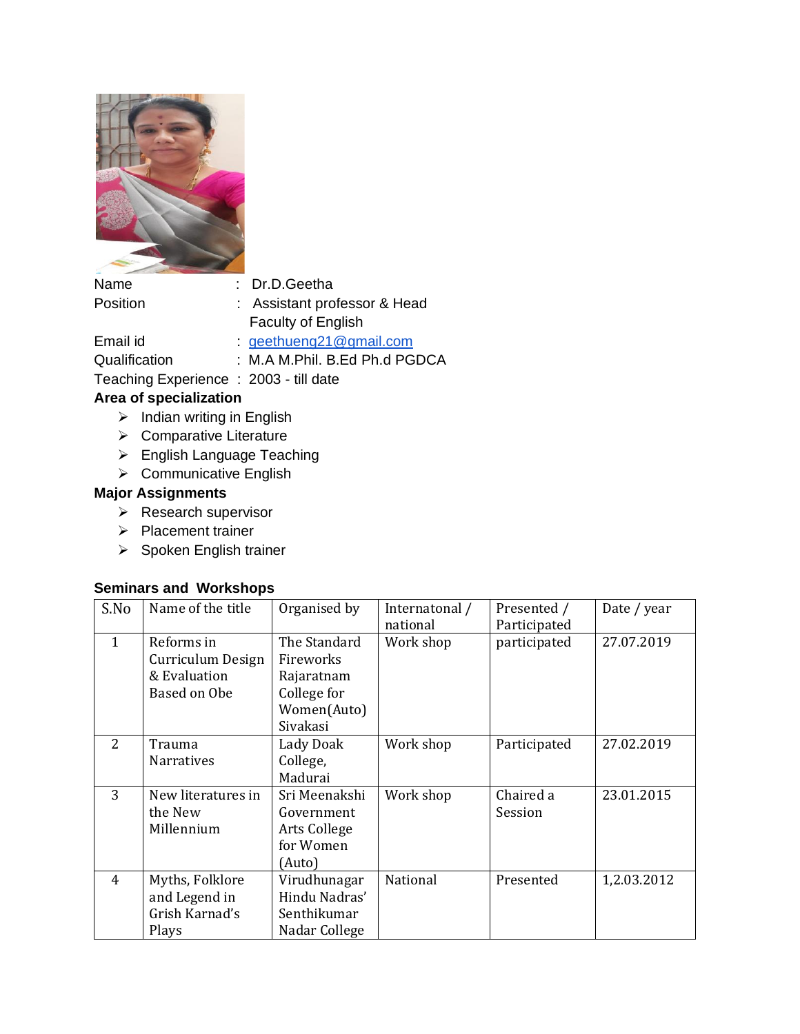Name : Dr.D.Geetha

Position : Assistant professor & Head
Faculty of English

Email id : geethueng21@gmail.com

Qualification : M.A M.Phil. B.Ed Ph.d PGDCA

Teaching Experience : 2003 - till date

**Area of specialization**

- Indian writing in English
- Comparative Literature
- English Language Teaching
- Communicative English

**Major Assignments**

- Research supervisor
- Placement trainer
- Spoken English trainer

**Seminars and Workshops**

| S.No | Name of the title | Organised by | Internatonal / national | Presented / Participated | Date / year |
|---|---|---|---|---|---|
| 1 | Reforms in Curriculum Design & Evaluation Based on Obe | The Standard Fireworks Rajaratnam College for Women(Auto) Sivakasi | Work shop | participated | 27.07.2019 |
| 2 | Trauma Narratives | Lady Doak College, Madurai | Work shop | Participated | 27.02.2019 |
| 3 | New literatures in the New Millennium | Sri Meenakshi Government Arts College for Women (Auto) | Work shop | Chaired a Session | 23.01.2015 |
| 4 | Myths, Folklore and Legend in Grish Karnad's Plays | Virudhunagar Hindu Nadras' Senthikumar Nadar College | National | Presented | 1,2.03.2012 |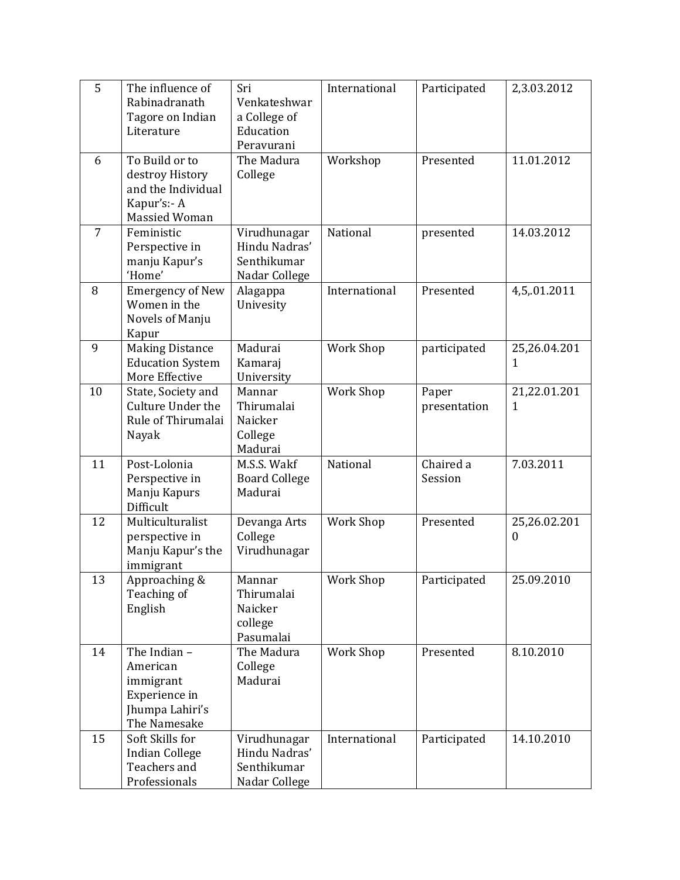| 5 | The influence of Rabinadranath Tagore on Indian Literature | Sri Venkateshwara College of Education Peravurani | International | Participated | 2,3.03.2012 |
|---|---|---|---|---|---|
| 6 | To Build or to destroy History and the Individual Kapur's:- A Massied Woman | The Madura College | Workshop | Presented | 11.01.2012 |
| 7 | Feministic Perspective in manju Kapur's 'Home' | Virudhunagar Hindu Nadras' Senthikumar Nadar College | National | presented | 14.03.2012 |
| 8 | Emergency of New Women in the Novels of Manju Kapur | Alagappa Univesity | International | Presented | 4,5,.01.2011 |
| 9 | Making Distance Education System More Effective | Madurai Kamaraj University | Work Shop | participated | 25,26.04.2011 |
| 10 | State, Society and Culture Under the Rule of Thirumalai Nayak | Mannar Thirumalai Naicker College Madurai | Work Shop | Paper presentation | 21,22.01.2011 |
| 11 | Post-Lolonia Perspective in Manju Kapurs Difficult | M.S.S. Wakf Board College Madurai | National | Chaired a Session | 7.03.2011 |
| 12 | Multiculturalist perspective in Manju Kapur's the immigrant | Devanga Arts College Virudhunagar | Work Shop | Presented | 25,26.02.2010 |
| 13 | Approaching & Teaching of English | Mannar Thirumalai Naicker college Pasumalai | Work Shop | Participated | 25.09.2010 |
| 14 | The Indian – American immigrant Experience in Jhumpa Lahiri's The Namesake | The Madura College Madurai | Work Shop | Presented | 8.10.2010 |
| 15 | Soft Skills for Indian College Teachers and Professionals | Virudhunagar Hindu Nadras' Senthikumar Nadar College | International | Participated | 14.10.2010 |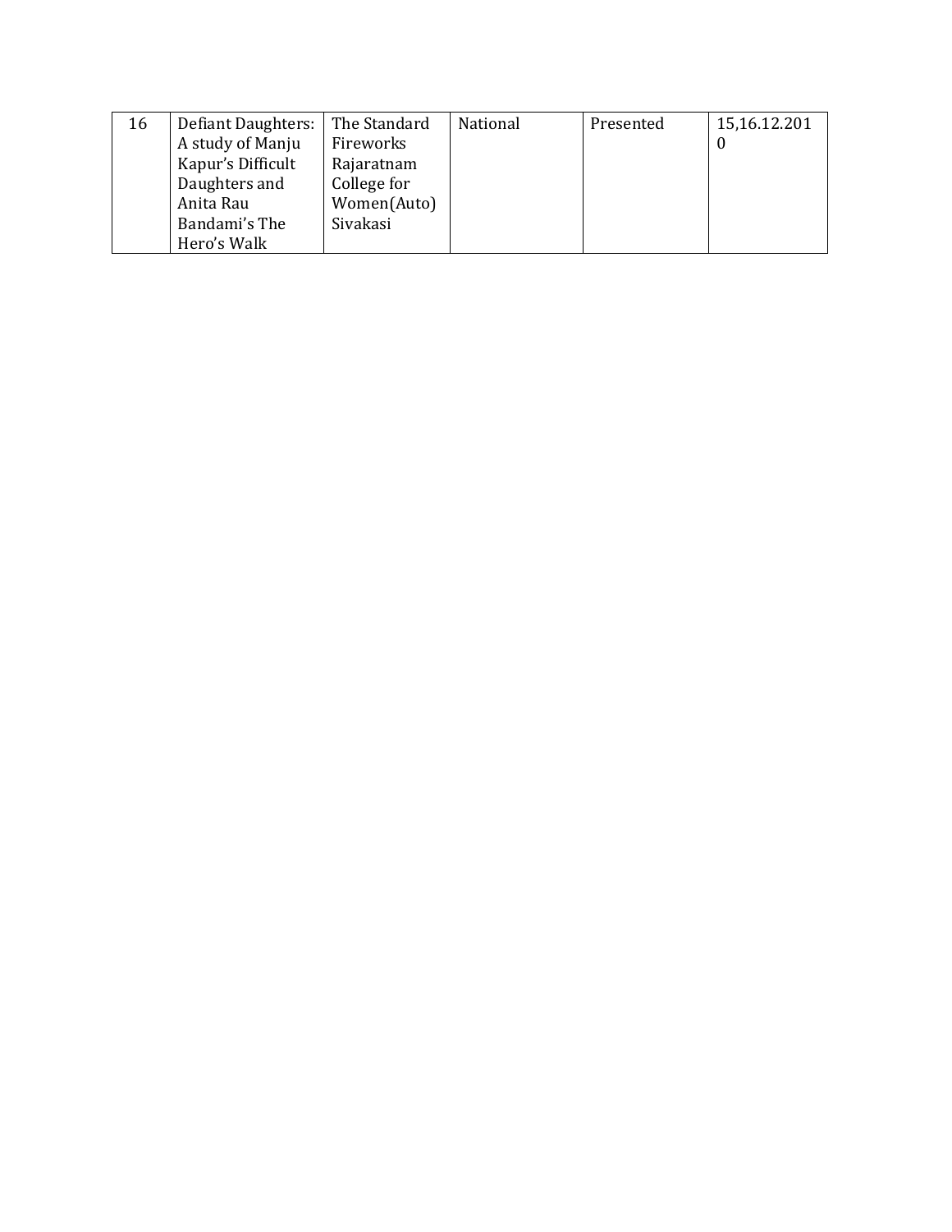| | | | | | |
|---|---|---|---|---|---|
| 16 | Defiant Daughters: A study of Manju Kapur's Difficult Daughters and Anita Rau Bandami's The Hero's Walk | The Standard Fireworks Rajaratnam College for Women(Auto) Sivakasi | National | Presented | 15,16.12.2010 |